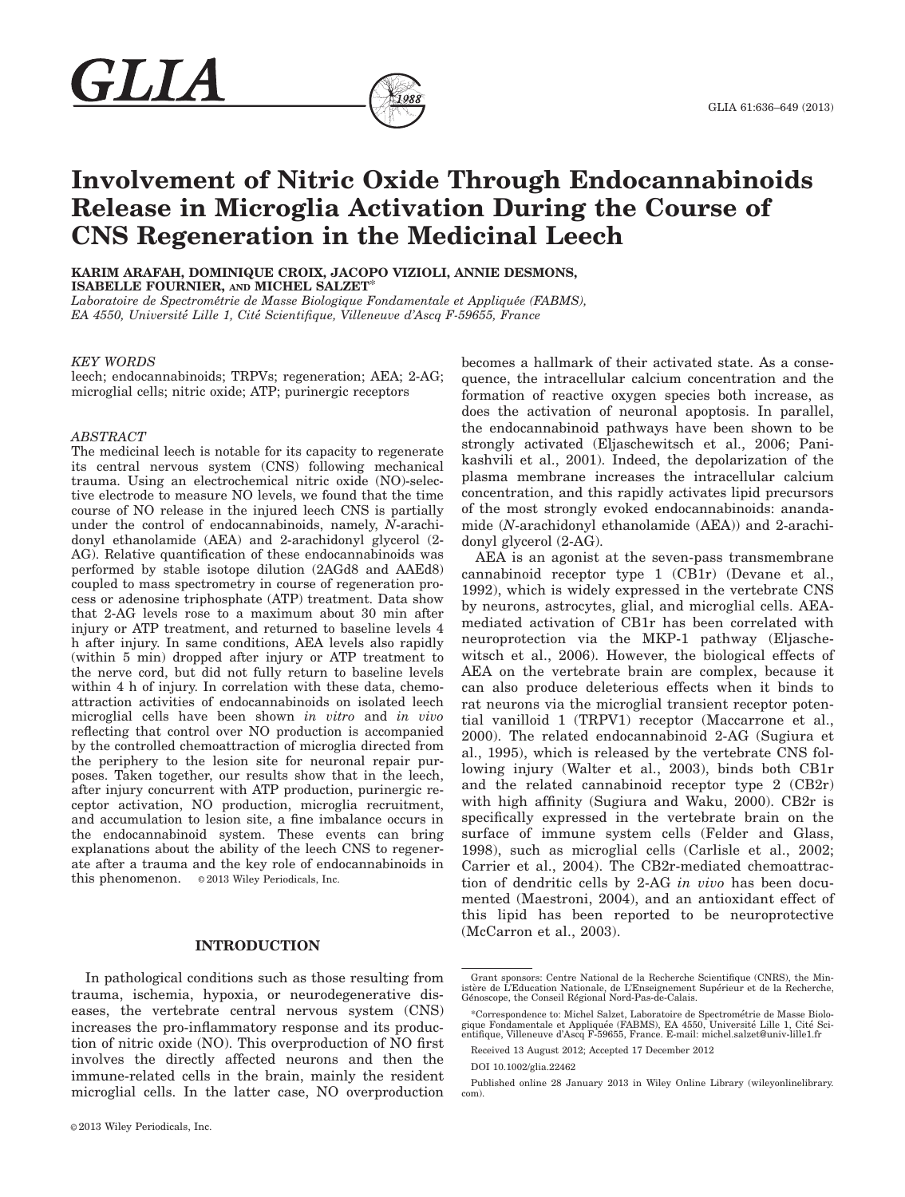# Involvement of Nitric Oxide Through Endocannabinoids Release in Microglia Activation During the Course of CNS Regeneration in the Medicinal Leech

**KARIM ARAFAH, DOMINIQUE CROIX, JACOPO VIZIOLI, ANNIE DESMONS, ISABELLE FOURNIER, AND MICHEL SALZET***

*Laboratoire de Spectrométrie de Masse Biologique Fondamentale et Appliquée (FABMS), EA 4550, Université Lille 1, Cité Scientifique, Villeneuve d'Ascq F-59655, France*

*KEY WORDS*

leech; endocannabinoids; TRPVs; regeneration; AEA; 2-AG; microglial cells; nitric oxide; ATP; purinergic receptors

*ABSTRACT*

The medicinal leech is notable for its capacity to regenerate its central nervous system (CNS) following mechanical trauma. Using an electrochemical nitric oxide (NO)-selective electrode to measure NO levels, we found that the time course of NO release in the injured leech CNS is partially under the control of endocannabinoids, namely, *N*-arachidonyl ethanolamide (AEA) and 2-arachidonyl glycerol (2-AG). Relative quantification of these endocannabinoids was performed by stable isotope dilution (2AGd8 and AAEd8) coupled to mass spectrometry in course of regeneration process or adenosine triphosphate (ATP) treatment. Data show that 2-AG levels rose to a maximum about 30 min after injury or ATP treatment, and returned to baseline levels 4 h after injury. In same conditions, AEA levels also rapidly (within 5 min) dropped after injury or ATP treatment to the nerve cord, but did not fully return to baseline levels within 4 h of injury. In correlation with these data, chemoattraction activities of endocannabinoids on isolated leech microglial cells have been shown *in vitro* and *in vivo* reflecting that control over NO production is accompanied by the controlled chemoattraction of microglia directed from the periphery to the lesion site for neuronal repair purposes. Taken together, our results show that in the leech, after injury concurrent with ATP production, purinergic receptor activation, NO production, microglia recruitment, and accumulation to lesion site, a fine imbalance occurs in the endocannabinoid system. These events can bring explanations about the ability of the leech CNS to regenerate after a trauma and the key role of endocannabinoids in this phenomenon. © 2013 Wiley Periodicals, Inc.

## INTRODUCTION

In pathological conditions such as those resulting from trauma, ischemia, hypoxia, or neurodegenerative diseases, the vertebrate central nervous system (CNS) increases the pro-inflammatory response and its production of nitric oxide (NO). This overproduction of NO first involves the directly affected neurons and then the immune-related cells in the brain, mainly the resident microglial cells. In the latter case, NO overproduction becomes a hallmark of their activated state. As a consequence, the intracellular calcium concentration and the formation of reactive oxygen species both increase, as does the activation of neuronal apoptosis. In parallel, the endocannabinoid pathways have been shown to be strongly activated (Eljaschewitsch et al., 2006; Panikashvili et al., 2001). Indeed, the depolarization of the plasma membrane increases the intracellular calcium concentration, and this rapidly activates lipid precursors of the most strongly evoked endocannabinoids: anandamide (*N*-arachidonyl ethanolamide (AEA)) and 2-arachidonyl glycerol (2-AG).

AEA is an agonist at the seven-pass transmembrane cannabinoid receptor type 1 (CB1r) (Devane et al., 1992), which is widely expressed in the vertebrate CNS by neurons, astrocytes, glial, and microglial cells. AEA-mediated activation of CB1r has been correlated with neuroprotection via the MKP-1 pathway (Eljaschewitsch et al., 2006). However, the biological effects of AEA on the vertebrate brain are complex, because it can also produce deleterious effects when it binds to rat neurons via the microglial transient receptor potential vanilloid 1 (TRPV1) receptor (Maccarrone et al., 2000). The related endocannabinoid 2-AG (Sugiura et al., 1995), which is released by the vertebrate CNS following injury (Walter et al., 2003), binds both CB1r and the related cannabinoid receptor type 2 (CB2r) with high affinity (Sugiura and Waku, 2000). CB2r is specifically expressed in the vertebrate brain on the surface of immune system cells (Felder and Glass, 1998), such as microglial cells (Carlisle et al., 2002; Carrier et al., 2004). The CB2r-mediated chemoattraction of dendritic cells by 2-AG *in vivo* has been documented (Maestroni, 2004), and an antioxidant effect of this lipid has been reported to be neuroprotective (McCarron et al., 2003).

---

Grant sponsors: Centre National de la Recherche Scientifique (CNRS), the Ministère de L'Education Nationale, de L'Enseignement Supérieur et de la Recherche, Génoscope, the Conseil Régional Nord-Pas-de-Calais.

*Correspondence to: Michel Salzet, Laboratoire de Spectrométrie de Masse Biologique Fondamentale et Appliquée (FABMS), EA 4550, Université Lille 1, Cité Scientifique, Villeneuve d'Ascq F-59655, France. E-mail: michel.salzet@univ-lille1.fr

Received 13 August 2012; Accepted 17 December 2012

DOI 10.1002/glia.22462

Published online 28 January 2013 in Wiley Online Library (wileyonlinelibrary.com).

© 2013 Wiley Periodicals, Inc.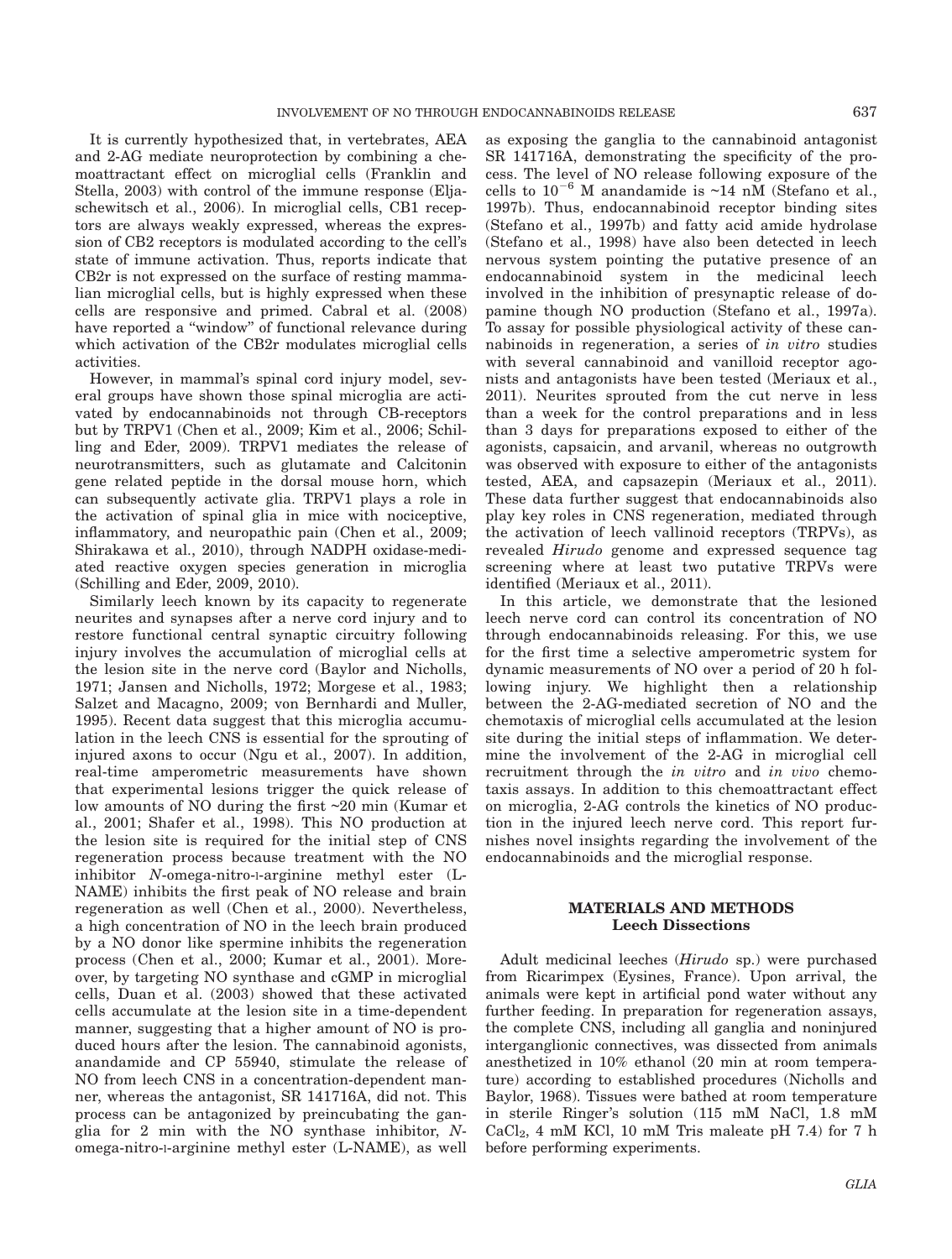It is currently hypothesized that, in vertebrates, AEA and 2-AG mediate neuroprotection by combining a chemoattractant effect on microglial cells (Franklin and Stella, 2003) with control of the immune response (Eljaschewitsch et al., 2006). In microglial cells, CB1 receptors are always weakly expressed, whereas the expression of CB2 receptors is modulated according to the cell's state of immune activation. Thus, reports indicate that CB2r is not expressed on the surface of resting mammalian microglial cells, but is highly expressed when these cells are responsive and primed. Cabral et al. (2008) have reported a "window" of functional relevance during which activation of the CB2r modulates microglial cells activities.

However, in mammal's spinal cord injury model, several groups have shown those spinal microglia are activated by endocannabinoids not through CB-receptors but by TRPV1 (Chen et al., 2009; Kim et al., 2006; Schilling and Eder, 2009). TRPV1 mediates the release of neurotransmitters, such as glutamate and Calcitonin gene related peptide in the dorsal mouse horn, which can subsequently activate glia. TRPV1 plays a role in the activation of spinal glia in mice with nociceptive, inflammatory, and neuropathic pain (Chen et al., 2009; Shirakawa et al., 2010), through NADPH oxidase-mediated reactive oxygen species generation in microglia (Schilling and Eder, 2009, 2010).

Similarly leech known by its capacity to regenerate neurites and synapses after a nerve cord injury and to restore functional central synaptic circuitry following injury involves the accumulation of microglial cells at the lesion site in the nerve cord (Baylor and Nicholls, 1971; Jansen and Nicholls, 1972; Morgese et al., 1983; Salzet and Macagno, 2009; von Bernhardi and Muller, 1995). Recent data suggest that this microglia accumulation in the leech CNS is essential for the sprouting of injured axons to occur (Ngu et al., 2007). In addition, real-time amperometric measurements have shown that experimental lesions trigger the quick release of low amounts of NO during the first ~20 min (Kumar et al., 2001; Shafer et al., 1998). This NO production at the lesion site is required for the initial step of CNS regeneration process because treatment with the NO inhibitor *N*-omega-nitro-l-arginine methyl ester (L-NAME) inhibits the first peak of NO release and brain regeneration as well (Chen et al., 2000). Nevertheless, a high concentration of NO in the leech brain produced by a NO donor like spermine inhibits the regeneration process (Chen et al., 2000; Kumar et al., 2001). Moreover, by targeting NO synthase and cGMP in microglial cells, Duan et al. (2003) showed that these activated cells accumulate at the lesion site in a time-dependent manner, suggesting that a higher amount of NO is produced hours after the lesion. The cannabinoid agonists, anandamide and CP 55940, stimulate the release of NO from leech CNS in a concentration-dependent manner, whereas the antagonist, SR 141716A, did not. This process can be antagonized by preincubating the ganglia for 2 min with the NO synthase inhibitor, *N*-omega-nitro-l-arginine methyl ester (L-NAME), as well as exposing the ganglia to the cannabinoid antagonist SR 141716A, demonstrating the specificity of the process. The level of NO release following exposure of the cells to $10^{-6}$ M anandamide is ~14 nM (Stefano et al., 1997b). Thus, endocannabinoid receptor binding sites (Stefano et al., 1997b) and fatty acid amide hydrolase (Stefano et al., 1998) have also been detected in leech nervous system pointing the putative presence of an endocannabinoid system in the medicinal leech involved in the inhibition of presynaptic release of dopamine though NO production (Stefano et al., 1997a). To assay for possible physiological activity of these cannabinoids in regeneration, a series of *in vitro* studies with several cannabinoid and vanilloid receptor agonists and antagonists have been tested (Meriaux et al., 2011). Neurites sprouted from the cut nerve in less than a week for the control preparations and in less than 3 days for preparations exposed to either of the agonists, capsaicin, and arvanil, whereas no outgrowth was observed with exposure to either of the antagonists tested, AEA, and capsazepin (Meriaux et al., 2011). These data further suggest that endocannabinoids also play key roles in CNS regeneration, mediated through the activation of leech vallinoid receptors (TRPVs), as revealed *Hirudo* genome and expressed sequence tag screening where at least two putative TRPVs were identified (Meriaux et al., 2011).

In this article, we demonstrate that the lesioned leech nerve cord can control its concentration of NO through endocannabinoids releasing. For this, we use for the first time a selective amperometric system for dynamic measurements of NO over a period of 20 h following injury. We highlight then a relationship between the 2-AG-mediated secretion of NO and the chemotaxis of microglial cells accumulated at the lesion site during the initial steps of inflammation. We determine the involvement of the 2-AG in microglial cell recruitment through the *in vitro* and *in vivo* chemotaxis assays. In addition to this chemoattractant effect on microglia, 2-AG controls the kinetics of NO production in the injured leech nerve cord. This report furnishes novel insights regarding the involvement of the endocannabinoids and the microglial response.

## MATERIALS AND METHODS

### Leech Dissections

Adult medicinal leeches (*Hirudo* sp.) were purchased from Ricarimpex (Eysines, France). Upon arrival, the animals were kept in artificial pond water without any further feeding. In preparation for regeneration assays, the complete CNS, including all ganglia and noninjured interganglionic connectives, was dissected from animals anesthetized in 10% ethanol (20 min at room temperature) according to established procedures (Nicholls and Baylor, 1968). Tissues were bathed at room temperature in sterile Ringer's solution (115 mM NaCl, 1.8 mM $CaCl_2$, 4 mM KCl, 10 mM Tris maleate pH 7.4) for 7 h before performing experiments.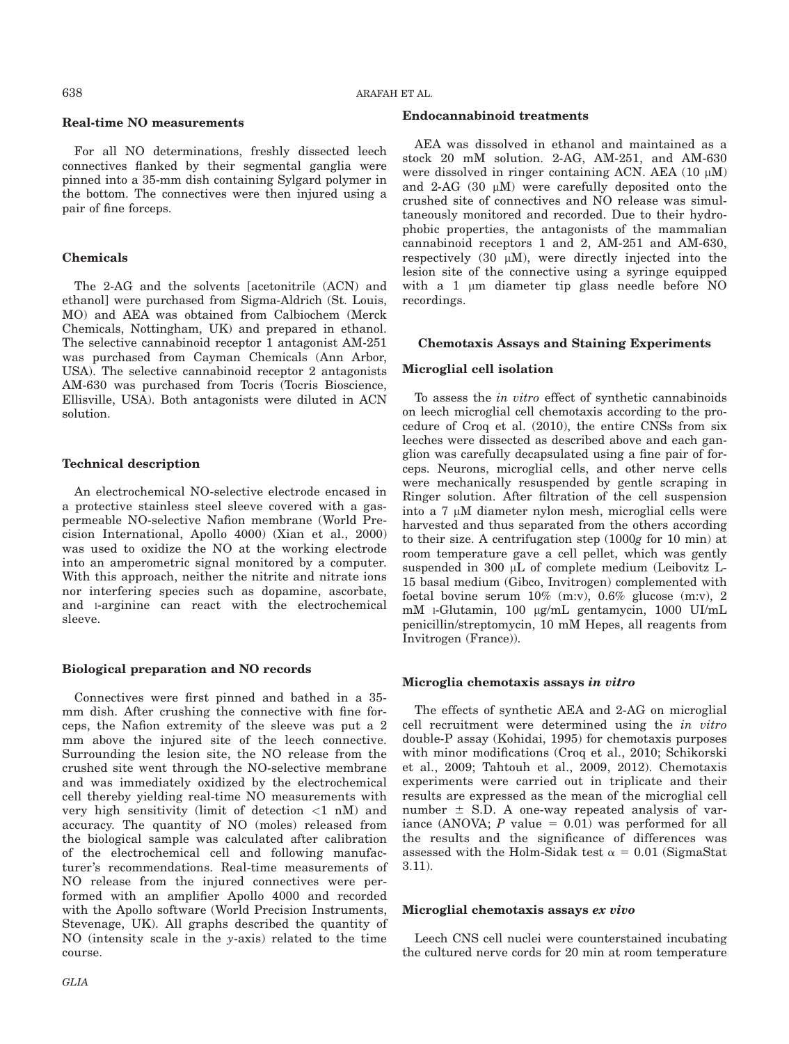### Real-time NO measurements

For all NO determinations, freshly dissected leech connectives flanked by their segmental ganglia were pinned into a 35-mm dish containing Sylgard polymer in the bottom. The connectives were then injured using a pair of fine forceps.

### Chemicals

The 2-AG and the solvents [acetonitrile (ACN) and ethanol] were purchased from Sigma-Aldrich (St. Louis, MO) and AEA was obtained from Calbiochem (Merck Chemicals, Nottingham, UK) and prepared in ethanol. The selective cannabinoid receptor 1 antagonist AM-251 was purchased from Cayman Chemicals (Ann Arbor, USA). The selective cannabinoid receptor 2 antagonists AM-630 was purchased from Tocris (Tocris Bioscience, Ellisville, USA). Both antagonists were diluted in ACN solution.

### Technical description

An electrochemical NO-selective electrode encased in a protective stainless steel sleeve covered with a gas-permeable NO-selective Nafion membrane (World Precision International, Apollo 4000) (Xian et al., 2000) was used to oxidize the NO at the working electrode into an amperometric signal monitored by a computer. With this approach, neither the nitrite and nitrate ions nor interfering species such as dopamine, ascorbate, and L-arginine can react with the electrochemical sleeve.

### Biological preparation and NO records

Connectives were first pinned and bathed in a 35-mm dish. After crushing the connective with fine forceps, the Nafion extremity of the sleeve was put a 2 mm above the injured site of the leech connective. Surrounding the lesion site, the NO release from the crushed site went through the NO-selective membrane and was immediately oxidized by the electrochemical cell thereby yielding real-time NO measurements with very high sensitivity (limit of detection <1 nM) and accuracy. The quantity of NO (moles) released from the biological sample was calculated after calibration of the electrochemical cell and following manufacturer's recommendations. Real-time measurements of NO release from the injured connectives were performed with an amplifier Apollo 4000 and recorded with the Apollo software (World Precision Instruments, Stevenage, UK). All graphs described the quantity of NO (intensity scale in the *y*-axis) related to the time course.

### Endocannabinoid treatments

AEA was dissolved in ethanol and maintained as a stock 20 mM solution. 2-AG, AM-251, and AM-630 were dissolved in ringer containing ACN. AEA (10 μM) and 2-AG (30 μM) were carefully deposited onto the crushed site of connectives and NO release was simultaneously monitored and recorded. Due to their hydrophobic properties, the antagonists of the mammalian cannabinoid receptors 1 and 2, AM-251 and AM-630, respectively (30 μM), were directly injected into the lesion site of the connective using a syringe equipped with a 1 μm diameter tip glass needle before NO recordings.

## Chemotaxis Assays and Staining Experiments

### Microglial cell isolation

To assess the *in vitro* effect of synthetic cannabinoids on leech microglial cell chemotaxis according to the procedure of Croq et al. (2010), the entire CNSs from six leeches were dissected as described above and each ganglion was carefully decapsulated using a fine pair of forceps. Neurons, microglial cells, and other nerve cells were mechanically resuspended by gentle scraping in Ringer solution. After filtration of the cell suspension into a 7 μM diameter nylon mesh, microglial cells were harvested and thus separated from the others according to their size. A centrifugation step (1000*g* for 10 min) at room temperature gave a cell pellet, which was gently suspended in 300 μL of complete medium (Leibovitz L-15 basal medium (Gibco, Invitrogen) complemented with foetal bovine serum 10% (m:v), 0.6% glucose (m:v), 2 mM L-Glutamin, 100 μg/mL gentamycin, 1000 UI/mL penicillin/streptomycin, 10 mM Hepes, all reagents from Invitrogen (France)).

### Microglia chemotaxis assays *in vitro*

The effects of synthetic AEA and 2-AG on microglial cell recruitment were determined using the *in vitro* double-P assay (Kohidai, 1995) for chemotaxis purposes with minor modifications (Croq et al., 2010; Schikorski et al., 2009; Tahtouh et al., 2009, 2012). Chemotaxis experiments were carried out in triplicate and their results are expressed as the mean of the microglial cell number ± S.D. A one-way repeated analysis of variance (ANOVA; $P$ value = 0.01) was performed for all the results and the significance of differences was assessed with the Holm-Sidak test $\alpha = 0.01$ (SigmaStat 3.11).

### Microglial chemotaxis assays *ex vivo*

Leech CNS cell nuclei were counterstained incubating the cultured nerve cords for 20 min at room temperature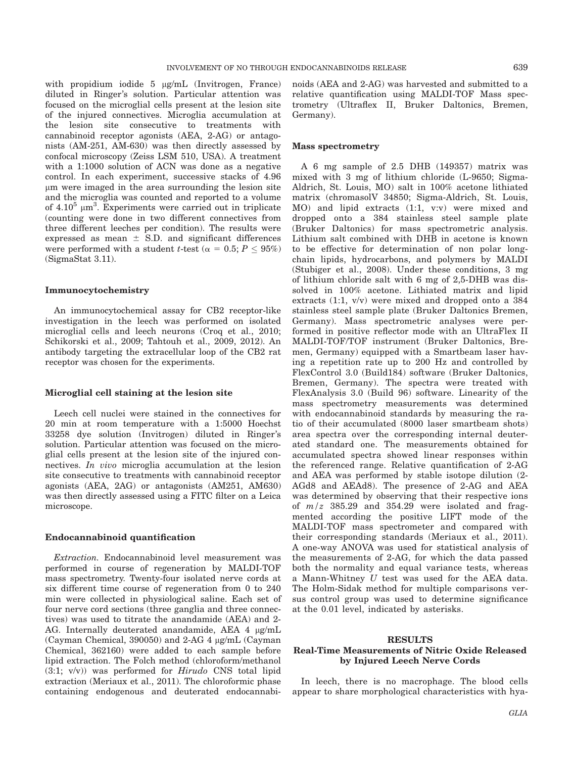with propidium iodide 5 μg/mL (Invitrogen, France) diluted in Ringer's solution. Particular attention was focused on the microglial cells present at the lesion site of the injured connectives. Microglia accumulation at the lesion site consecutive to treatments with cannabinoid receptor agonists (AEA, 2-AG) or antagonists (AM-251, AM-630) was then directly assessed by confocal microscopy (Zeiss LSM 510, USA). A treatment with a 1:1000 solution of ACN was done as a negative control. In each experiment, successive stacks of 4.96 μm were imaged in the area surrounding the lesion site and the microglia was counted and reported to a volume of $4.10^5$ μm$^3$. Experiments were carried out in triplicate (counting were done in two different connectives from three different leeches per condition). The results were expressed as mean ± S.D. and significant differences were performed with a student *t*-test ($\alpha = 0.5$; $P \leq 95\%$) (SigmaStat 3.11).

### Immunocytochemistry

An immunocytochemical assay for CB2 receptor-like investigation in the leech was performed on isolated microglial cells and leech neurons (Croq et al., 2010; Schikorski et al., 2009; Tahtouh et al., 2009, 2012). An antibody targeting the extracellular loop of the CB2 rat receptor was chosen for the experiments.

### Microglial cell staining at the lesion site

Leech cell nuclei were stained in the connectives for 20 min at room temperature with a 1:5000 Hoechst 33258 dye solution (Invitrogen) diluted in Ringer's solution. Particular attention was focused on the microglial cells present at the lesion site of the injured connectives. *In vivo* microglia accumulation at the lesion site consecutive to treatments with cannabinoid receptor agonists (AEA, 2AG) or antagonists (AM251, AM630) was then directly assessed using a FITC filter on a Leica microscope.

### Endocannabinoid quantification

*Extraction.* Endocannabinoid level measurement was performed in course of regeneration by MALDI-TOF mass spectrometry. Twenty-four isolated nerve cords at six different time course of regeneration from 0 to 240 min were collected in physiological saline. Each set of four nerve cord sections (three ganglia and three connectives) was used to titrate the anandamide (AEA) and 2-AG. Internally deuterated anandamide, AEA 4 μg/mL (Cayman Chemical, 390050) and 2-AG 4 μg/mL (Cayman Chemical, 362160) were added to each sample before lipid extraction. The Folch method (chloroform/methanol (3:1; v/v)) was performed for *Hirudo* CNS total lipid extraction (Meriaux et al., 2011). The chloroformic phase containing endogenous and deuterated endocannabinoids (AEA and 2-AG) was harvested and submitted to a relative quantification using MALDI-TOF Mass spectrometry (Ultraflex II, Bruker Daltonics, Bremen, Germany).

### Mass spectrometry

A 6 mg sample of 2.5 DHB (149357) matrix was mixed with 3 mg of lithium chloride (L-9650; Sigma-Aldrich, St. Louis, MO) salt in 100% acetone lithiated matrix (chromasolV 34850; Sigma-Aldrich, St. Louis, MO) and lipid extracts (1:1, v:v) were mixed and dropped onto a 384 stainless steel sample plate (Bruker Daltonics) for mass spectrometric analysis. Lithium salt combined with DHB in acetone is known to be effective for determination of non polar long-chain lipids, hydrocarbons, and polymers by MALDI (Stubiger et al., 2008). Under these conditions, 3 mg of lithium chloride salt with 6 mg of 2,5-DHB was dissolved in 100% acetone. Lithiated matrix and lipid extracts (1:1, v/v) were mixed and dropped onto a 384 stainless steel sample plate (Bruker Daltonics Bremen, Germany). Mass spectrometric analyses were performed in positive reflector mode with an UltraFlex II MALDI-TOF/TOF instrument (Bruker Daltonics, Bremen, Germany) equipped with a Smartbeam laser having a repetition rate up to 200 Hz and controlled by FlexControl 3.0 (Build184) software (Bruker Daltonics, Bremen, Germany). The spectra were treated with FlexAnalysis 3.0 (Build 96) software. Linearity of the mass spectrometry measurements was determined with endocannabinoid standards by measuring the ratio of their accumulated (8000 laser smartbeam shots) area spectra over the corresponding internal deuterated standard one. The measurements obtained for accumulated spectra showed linear responses within the referenced range. Relative quantification of 2-AG and AEA was performed by stable isotope dilution (2-AGd8 and AEAd8). The presence of 2-AG and AEA was determined by observing that their respective ions of $m/z$ 385.29 and 354.29 were isolated and fragmented according the positive LIFT mode of the MALDI-TOF mass spectrometer and compared with their corresponding standards (Meriaux et al., 2011). A one-way ANOVA was used for statistical analysis of the measurements of 2-AG, for which the data passed both the normality and equal variance tests, whereas a Mann-Whitney *U* test was used for the AEA data. The Holm-Sidak method for multiple comparisons versus control group was used to determine significance at the 0.01 level, indicated by asterisks.

## RESULTS

### Real-Time Measurements of Nitric Oxide Released by Injured Leech Nerve Cords

In leech, there is no macrophage. The blood cells appear to share morphological characteristics with hya-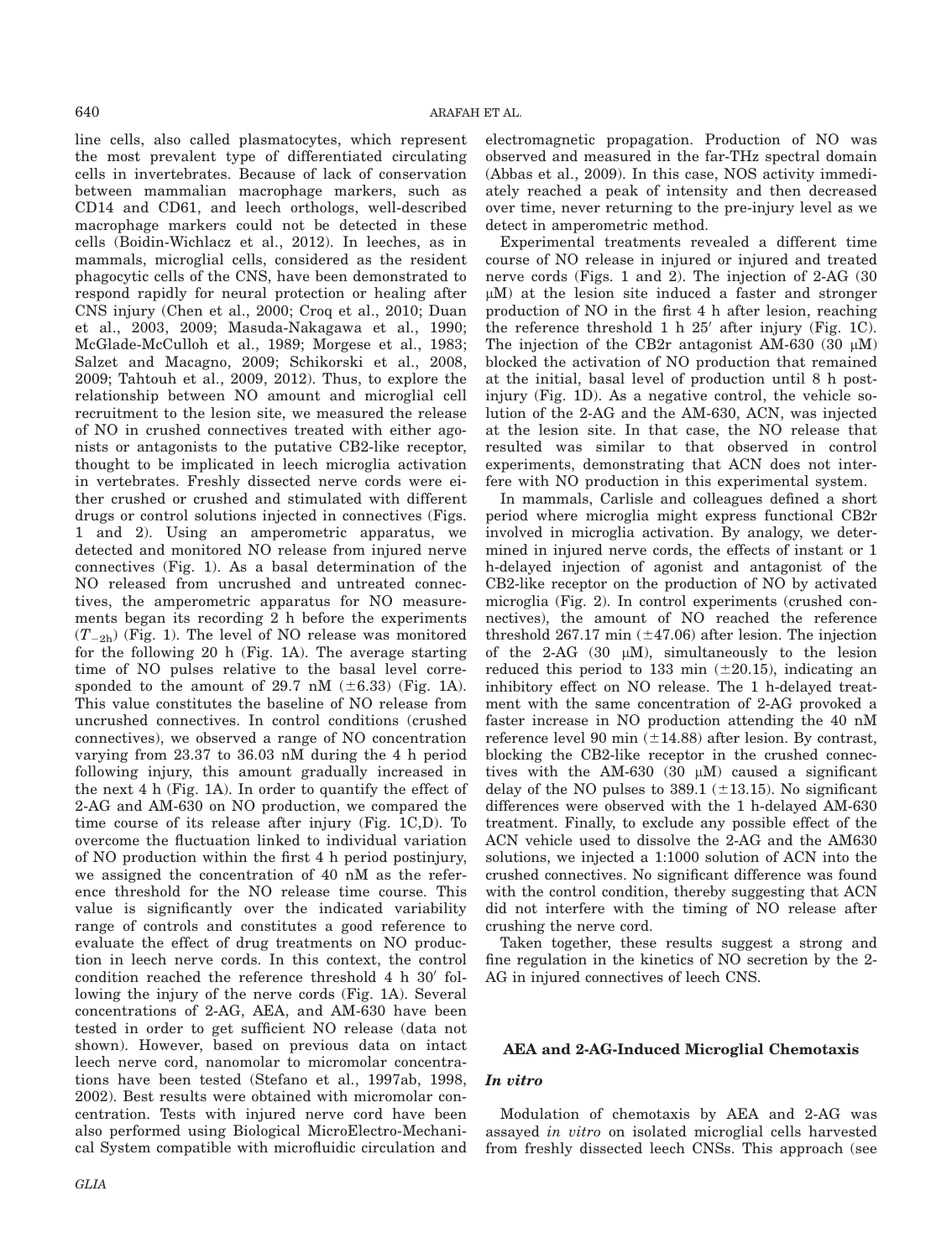line cells, also called plasmatocytes, which represent the most prevalent type of differentiated circulating cells in invertebrates. Because of lack of conservation between mammalian macrophage markers, such as CD14 and CD61, and leech orthologs, well-described macrophage markers could not be detected in these cells (Boidin-Wichlacz et al., 2012). In leeches, as in mammals, microglial cells, considered as the resident phagocytic cells of the CNS, have been demonstrated to respond rapidly for neural protection or healing after CNS injury (Chen et al., 2000; Croq et al., 2010; Duan et al., 2003, 2009; Masuda-Nakagawa et al., 1990; McGlade-McCulloh et al., 1989; Morgese et al., 1983; Salzet and Macagno, 2009; Schikorski et al., 2008, 2009; Tahtouh et al., 2009, 2012). Thus, to explore the relationship between NO amount and microglial cell recruitment to the lesion site, we measured the release of NO in crushed connectives treated with either agonists or antagonists to the putative CB2-like receptor, thought to be implicated in leech microglia activation in vertebrates. Freshly dissected nerve cords were either crushed or crushed and stimulated with different drugs or control solutions injected in connectives (Figs. 1 and 2). Using an amperometric apparatus, we detected and monitored NO release from injured nerve connectives (Fig. 1). As a basal determination of the NO released from uncrushed and untreated connectives, the amperometric apparatus for NO measurements began its recording 2 h before the experiments ($T_{-2h}$) (Fig. 1). The level of NO release was monitored for the following 20 h (Fig. 1A). The average starting time of NO pulses relative to the basal level corresponded to the amount of 29.7 nM (±6.33) (Fig. 1A). This value constitutes the baseline of NO release from uncrushed connectives. In control conditions (crushed connectives), we observed a range of NO concentration varying from 23.37 to 36.03 nM during the 4 h period following injury, this amount gradually increased in the next 4 h (Fig. 1A). In order to quantify the effect of 2-AG and AM-630 on NO production, we compared the time course of its release after injury (Fig. 1C,D). To overcome the fluctuation linked to individual variation of NO production within the first 4 h period postinjury, we assigned the concentration of 40 nM as the reference threshold for the NO release time course. This value is significantly over the indicated variability range of controls and constitutes a good reference to evaluate the effect of drug treatments on NO production in leech nerve cords. In this context, the control condition reached the reference threshold 4 h 30′ following the injury of the nerve cords (Fig. 1A). Several concentrations of 2-AG, AEA, and AM-630 have been tested in order to get sufficient NO release (data not shown). However, based on previous data on intact leech nerve cord, nanomolar to micromolar concentrations have been tested (Stefano et al., 1997ab, 1998, 2002). Best results were obtained with micromolar concentration. Tests with injured nerve cord have been also performed using Biological MicroElectro-Mechanical System compatible with microfluidic circulation and electromagnetic propagation. Production of NO was observed and measured in the far-THz spectral domain (Abbas et al., 2009). In this case, NOS activity immediately reached a peak of intensity and then decreased over time, never returning to the pre-injury level as we detect in amperometric method.

Experimental treatments revealed a different time course of NO release in injured or injured and treated nerve cords (Figs. 1 and 2). The injection of 2-AG (30 μM) at the lesion site induced a faster and stronger production of NO in the first 4 h after lesion, reaching the reference threshold 1 h 25′ after injury (Fig. 1C). The injection of the CB2r antagonist AM-630 (30 μM) blocked the activation of NO production that remained at the initial, basal level of production until 8 h post-injury (Fig. 1D). As a negative control, the vehicle solution of the 2-AG and the AM-630, ACN, was injected at the lesion site. In that case, the NO release that resulted was similar to that observed in control experiments, demonstrating that ACN does not interfere with NO production in this experimental system.

In mammals, Carlisle and colleagues defined a short period where microglia might express functional CB2r involved in microglia activation. By analogy, we determined in injured nerve cords, the effects of instant or 1 h-delayed injection of agonist and antagonist of the CB2-like receptor on the production of NO by activated microglia (Fig. 2). In control experiments (crushed connectives), the amount of NO reached the reference threshold 267.17 min (±47.06) after lesion. The injection of the 2-AG (30 μM), simultaneously to the lesion reduced this period to 133 min (±20.15), indicating an inhibitory effect on NO release. The 1 h-delayed treatment with the same concentration of 2-AG provoked a faster increase in NO production attending the 40 nM reference level 90 min (±14.88) after lesion. By contrast, blocking the CB2-like receptor in the crushed connectives with the AM-630 (30 μM) caused a significant delay of the NO pulses to 389.1 (±13.15). No significant differences were observed with the 1 h-delayed AM-630 treatment. Finally, to exclude any possible effect of the ACN vehicle used to dissolve the 2-AG and the AM630 solutions, we injected a 1:1000 solution of ACN into the crushed connectives. No significant difference was found with the control condition, thereby suggesting that ACN did not interfere with the timing of NO release after crushing the nerve cord.

Taken together, these results suggest a strong and fine regulation in the kinetics of NO secretion by the 2-AG in injured connectives of leech CNS.

### AEA and 2-AG-Induced Microglial Chemotaxis

#### *In vitro*

Modulation of chemotaxis by AEA and 2-AG was assayed *in vitro* on isolated microglial cells harvested from freshly dissected leech CNSs. This approach (see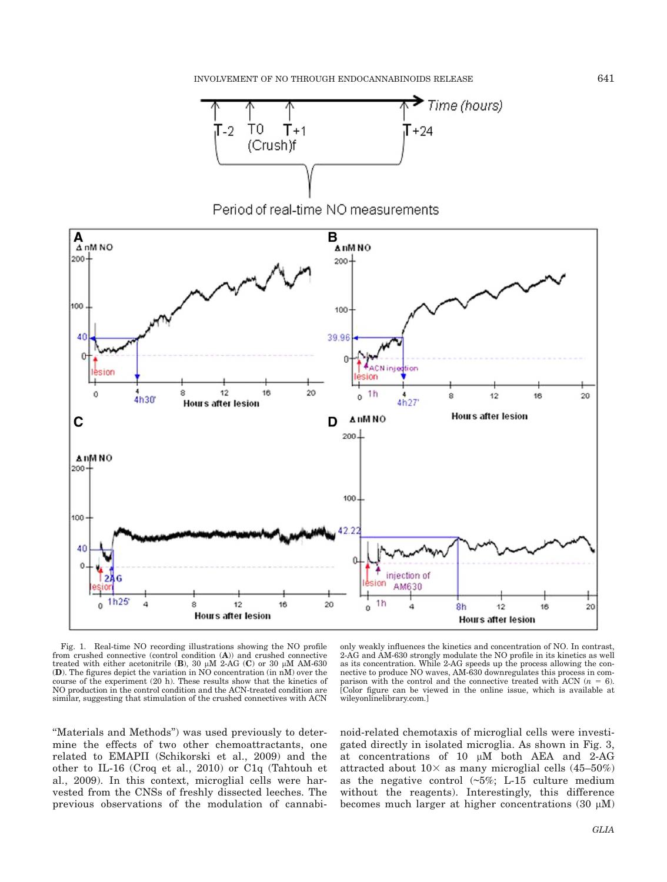Fig. 1. Real-time NO recording illustrations showing the NO profile from crushed connective (control condition (**A**)) and crushed connective treated with either acetonitrile (**B**), 30 μM 2-AG (**C**) or 30 μM AM-630 (**D**). The figures depict the variation in NO concentration (in nM) over the course of the experiment (20 h). These results show that the kinetics of NO production in the control condition and the ACN-treated condition are similar, suggesting that stimulation of the crushed connectives with ACN only weakly influences the kinetics and concentration of NO. In contrast, 2-AG and AM-630 strongly modulate the NO profile in its kinetics as well as its concentration. While 2-AG speeds up the process allowing the connective to produce NO waves, AM-630 downregulates this process in comparison with the control and the connective treated with ACN ($n$ = 6). [Color figure can be viewed in the online issue, which is available at wileyonlinelibrary.com.]

"Materials and Methods") was used previously to determine the effects of two other chemoattractants, one related to EMAPII (Schikorski et al., 2009) and the other to IL-16 (Croq et al., 2010) or C1q (Tahtouh et al., 2009). In this context, microglial cells were harvested from the CNSs of freshly dissected leeches. The previous observations of the modulation of cannabinoid-related chemotaxis of microglial cells were investigated directly in isolated microglia. As shown in Fig. 3, at concentrations of 10 μM both AEA and 2-AG attracted about 10× as many microglial cells (45–50%) as the negative control (~5%; L-15 culture medium without the reagents). Interestingly, this difference becomes much larger at higher concentrations (30 μM)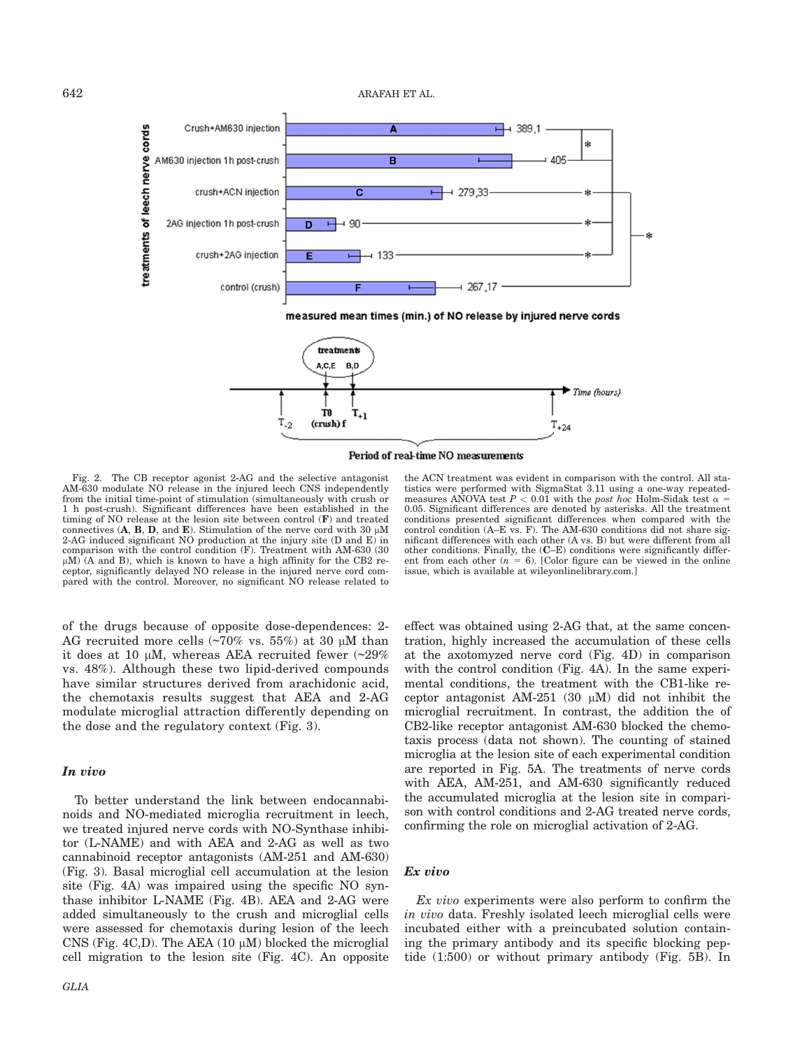Fig. 2. The CB receptor agonist 2-AG and the selective antagonist AM-630 modulate NO release in the injured leech CNS independently from the initial time-point of stimulation (simultaneously with crush or 1 h post-crush). Significant differences have been established in the timing of NO release at the lesion site between control (**F**) and treated connectives (**A**, **B**, **D**, and **E**). Stimulation of the nerve cord with 30 μM 2-AG induced significant NO production at the injury site (D and E) in comparison with the control condition (F). Treatment with AM-630 (30 μM) (A and B), which is known to have a high affinity for the CB2 receptor, significantly delayed NO release in the injured nerve cord compared with the control. Moreover, no significant NO release related to the ACN treatment was evident in comparison with the control. All statistics were performed with SigmaStat 3.11 using a one-way repeated-measures ANOVA test $P < 0.01$ with the *post hoc* Holm-Sidak test $\alpha = 0.05$. Significant differences are denoted by asterisks. All the treatment conditions presented significant differences when compared with the control condition (A–E vs. F). The AM-630 conditions did not share significant differences with each other (A vs. B) but were different from all other conditions. Finally, the (**C**–**E**) conditions were significantly different from each other ($n = 6$). [Color figure can be viewed in the online issue, which is available at wileyonlinelibrary.com.]

of the drugs because of opposite dose-dependences: 2-AG recruited more cells (~70% vs. 55%) at 30 μM than it does at 10 μM, whereas AEA recruited fewer (~29% vs. 48%). Although these two lipid-derived compounds have similar structures derived from arachidonic acid, the chemotaxis results suggest that AEA and 2-AG modulate microglial attraction differently depending on the dose and the regulatory context (Fig. 3).

### *In vivo*

To better understand the link between endocannabinoids and NO-mediated microglia recruitment in leech, we treated injured nerve cords with NO-Synthase inhibitor (L-NAME) and with AEA and 2-AG as well as two cannabinoid receptor antagonists (AM-251 and AM-630) (Fig. 3). Basal microglial cell accumulation at the lesion site (Fig. 4A) was impaired using the specific NO synthase inhibitor L-NAME (Fig. 4B). AEA and 2-AG were added simultaneously to the crush and microglial cells were assessed for chemotaxis during lesion of the leech CNS (Fig. 4C,D). The AEA (10 μM) blocked the microglial cell migration to the lesion site (Fig. 4C). An opposite effect was obtained using 2-AG that, at the same concentration, highly increased the accumulation of these cells at the axotomyzed nerve cord (Fig. 4D) in comparison with the control condition (Fig. 4A). In the same experimental conditions, the treatment with the CB1-like receptor antagonist AM-251 (30 μM) did not inhibit the microglial recruitment. In contrast, the addition the of CB2-like receptor antagonist AM-630 blocked the chemotaxis process (data not shown). The counting of stained microglia at the lesion site of each experimental condition are reported in Fig. 5A. The treatments of nerve cords with AEA, AM-251, and AM-630 significantly reduced the accumulated microglia at the lesion site in comparison with control conditions and 2-AG treated nerve cords, confirming the role on microglial activation of 2-AG.

### *Ex vivo*

*Ex vivo* experiments were also perform to confirm the *in vivo* data. Freshly isolated leech microglial cells were incubated either with a preincubated solution containing the primary antibody and its specific blocking peptide (1:500) or without primary antibody (Fig. 5B). In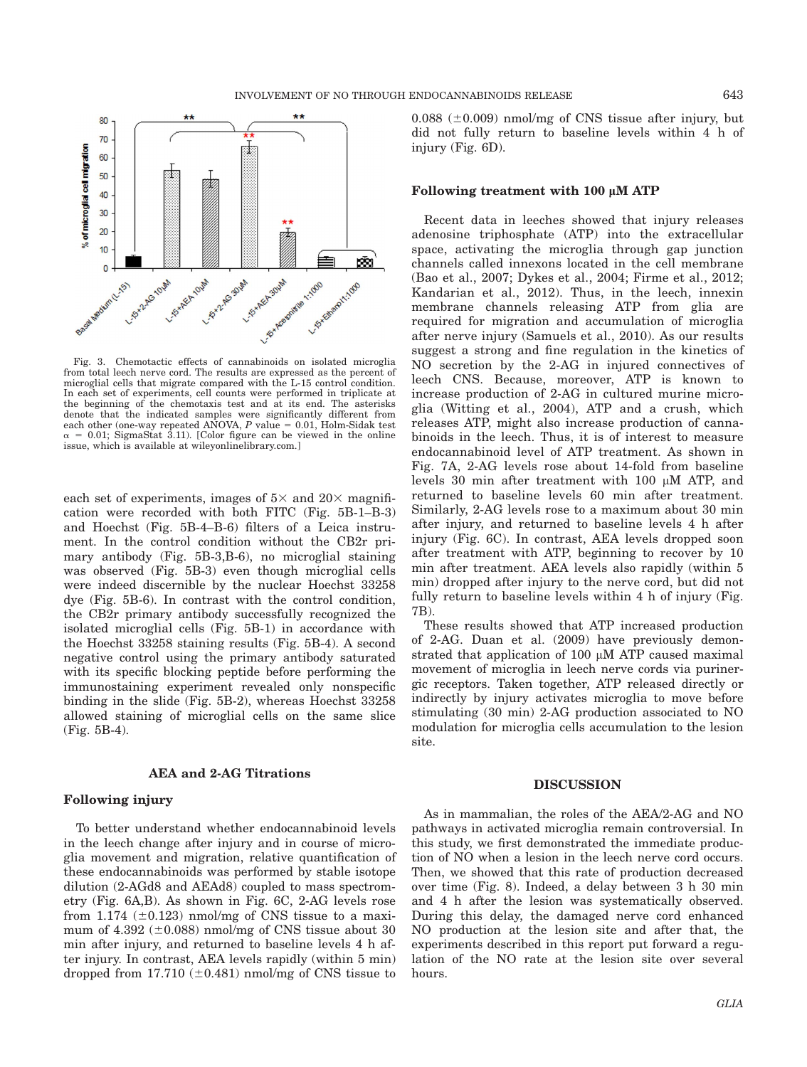Fig. 3. Chemotactic effects of cannabinoids on isolated microglia from total leech nerve cord. The results are expressed as the percent of microglial cells that migrate compared with the L-15 control condition. In each set of experiments, cell counts were performed in triplicate at the beginning of the chemotaxis test and at its end. The asterisks denote that the indicated samples were significantly different from each other (one-way repeated ANOVA, $P$ value = 0.01, Holm-Sidak test $\alpha$ = 0.01; SigmaStat 3.11). [Color figure can be viewed in the online issue, which is available at wileyonlinelibrary.com.]

each set of experiments, images of 5× and 20× magnification were recorded with both FITC (Fig. 5B-1–B-3) and Hoechst (Fig. 5B-4–B-6) filters of a Leica instrument. In the control condition without the CB2r primary antibody (Fig. 5B-3,B-6), no microglial staining was observed (Fig. 5B-3) even though microglial cells were indeed discernible by the nuclear Hoechst 33258 dye (Fig. 5B-6). In contrast with the control condition, the CB2r primary antibody successfully recognized the isolated microglial cells (Fig. 5B-1) in accordance with the Hoechst 33258 staining results (Fig. 5B-4). A second negative control using the primary antibody saturated with its specific blocking peptide before performing the immunostaining experiment revealed only nonspecific binding in the slide (Fig. 5B-2), whereas Hoechst 33258 allowed staining of microglial cells on the same slice (Fig. 5B-4).

## AEA and 2-AG Titrations

### Following injury

To better understand whether endocannabinoid levels in the leech change after injury and in course of microglia movement and migration, relative quantification of these endocannabinoids was performed by stable isotope dilution (2-AGd8 and AEAd8) coupled to mass spectrometry (Fig. 6A,B). As shown in Fig. 6C, 2-AG levels rose from 1.174 (±0.123) nmol/mg of CNS tissue to a maximum of 4.392 (±0.088) nmol/mg of CNS tissue about 30 min after injury, and returned to baseline levels 4 h after injury. In contrast, AEA levels rapidly (within 5 min) dropped from 17.710 (±0.481) nmol/mg of CNS tissue to 0.088 (±0.009) nmol/mg of CNS tissue after injury, but did not fully return to baseline levels within 4 h of injury (Fig. 6D).

### Following treatment with 100 μM ATP

Recent data in leeches showed that injury releases adenosine triphosphate (ATP) into the extracellular space, activating the microglia through gap junction channels called innexons located in the cell membrane (Bao et al., 2007; Dykes et al., 2004; Firme et al., 2012; Kandarian et al., 2012). Thus, in the leech, innexin membrane channels releasing ATP from glia are required for migration and accumulation of microglia after nerve injury (Samuels et al., 2010). As our results suggest a strong and fine regulation in the kinetics of NO secretion by the 2-AG in injured connectives of leech CNS. Because, moreover, ATP is known to increase production of 2-AG in cultured murine microglia (Witting et al., 2004), ATP and a crush, which releases ATP, might also increase production of cannabinoids in the leech. Thus, it is of interest to measure endocannabinoid level of ATP treatment. As shown in Fig. 7A, 2-AG levels rose about 14-fold from baseline levels 30 min after treatment with 100 μM ATP, and returned to baseline levels 60 min after treatment. Similarly, 2-AG levels rose to a maximum about 30 min after injury, and returned to baseline levels 4 h after injury (Fig. 6C). In contrast, AEA levels dropped soon after treatment with ATP, beginning to recover by 10 min after treatment. AEA levels also rapidly (within 5 min) dropped after injury to the nerve cord, but did not fully return to baseline levels within 4 h of injury (Fig. 7B).

These results showed that ATP increased production of 2-AG. Duan et al. (2009) have previously demonstrated that application of 100 μM ATP caused maximal movement of microglia in leech nerve cords via purinergic receptors. Taken together, ATP released directly or indirectly by injury activates microglia to move before stimulating (30 min) 2-AG production associated to NO modulation for microglia cells accumulation to the lesion site.

## DISCUSSION

As in mammalian, the roles of the AEA/2-AG and NO pathways in activated microglia remain controversial. In this study, we first demonstrated the immediate production of NO when a lesion in the leech nerve cord occurs. Then, we showed that this rate of production decreased over time (Fig. 8). Indeed, a delay between 3 h 30 min and 4 h after the lesion was systematically observed. During this delay, the damaged nerve cord enhanced NO production at the lesion site and after that, the experiments described in this report put forward a regulation of the NO rate at the lesion site over several hours.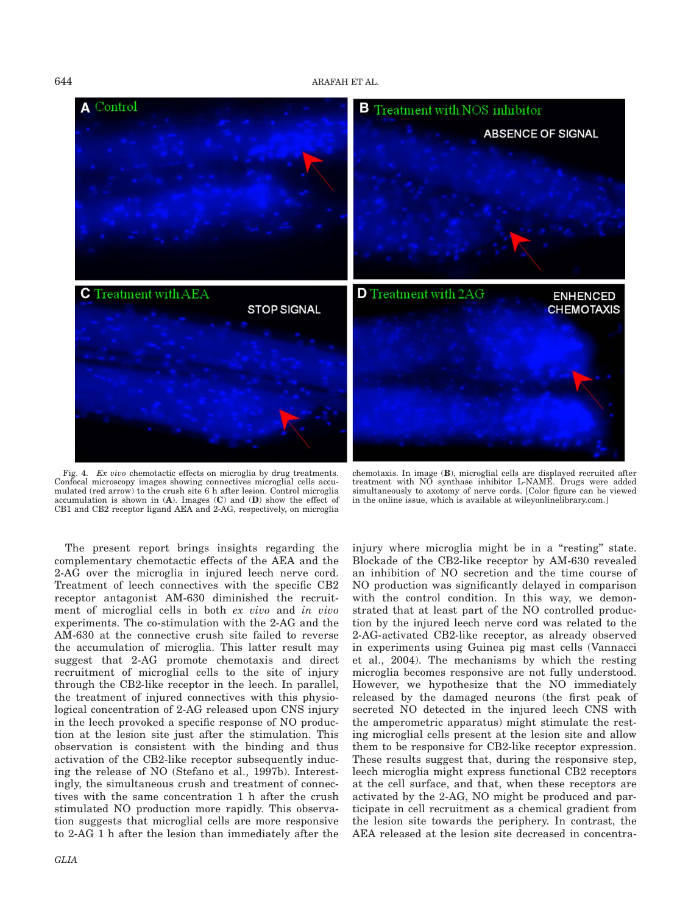Fig. 4. *Ex vivo* chemotactic effects on microglia by drug treatments. Confocal microscopy images showing connectives microglial cells accumulated (red arrow) to the crush site 6 h after lesion. Control microglia accumulation is shown in (**A**). Images (**C**) and (**D**) show the effect of CB1 and CB2 receptor ligand AEA and 2-AG, respectively, on microglia chemotaxis. In image (**B**), microglial cells are displayed recruited after treatment with NO synthase inhibitor L-NAME. Drugs were added simultaneously to axotomy of nerve cords. [Color figure can be viewed in the online issue, which is available at wileyonlinelibrary.com.]

The present report brings insights regarding the complementary chemotactic effects of the AEA and the 2-AG over the microglia in injured leech nerve cord. Treatment of leech connectives with the specific CB2 receptor antagonist AM-630 diminished the recruitment of microglial cells in both *ex vivo* and *in vivo* experiments. The co-stimulation with the 2-AG and the AM-630 at the connective crush site failed to reverse the accumulation of microglia. This latter result may suggest that 2-AG promote chemotaxis and direct recruitment of microglial cells to the site of injury through the CB2-like receptor in the leech. In parallel, the treatment of injured connectives with this physiological concentration of 2-AG released upon CNS injury in the leech provoked a specific response of NO production at the lesion site just after the stimulation. This observation is consistent with the binding and thus activation of the CB2-like receptor subsequently inducing the release of NO (Stefano et al., 1997b). Interestingly, the simultaneous crush and treatment of connectives with the same concentration 1 h after the crush stimulated NO production more rapidly. This observation suggests that microglial cells are more responsive to 2-AG 1 h after the lesion than immediately after the injury where microglia might be in a "resting" state. Blockade of the CB2-like receptor by AM-630 revealed an inhibition of NO secretion and the time course of NO production was significantly delayed in comparison with the control condition. In this way, we demonstrated that at least part of the NO controlled production by the injured leech nerve cord was related to the 2-AG-activated CB2-like receptor, as already observed in experiments using Guinea pig mast cells (Vannacci et al., 2004). The mechanisms by which the resting microglia becomes responsive are not fully understood. However, we hypothesize that the NO immediately released by the damaged neurons (the first peak of secreted NO detected in the injured leech CNS with the amperometric apparatus) might stimulate the resting microglial cells present at the lesion site and allow them to be responsive for CB2-like receptor expression. These results suggest that, during the responsive step, leech microglia might express functional CB2 receptors at the cell surface, and that, when these receptors are activated by the 2-AG, NO might be produced and participate in cell recruitment as a chemical gradient from the lesion site towards the periphery. In contrast, the AEA released at the lesion site decreased in concentra-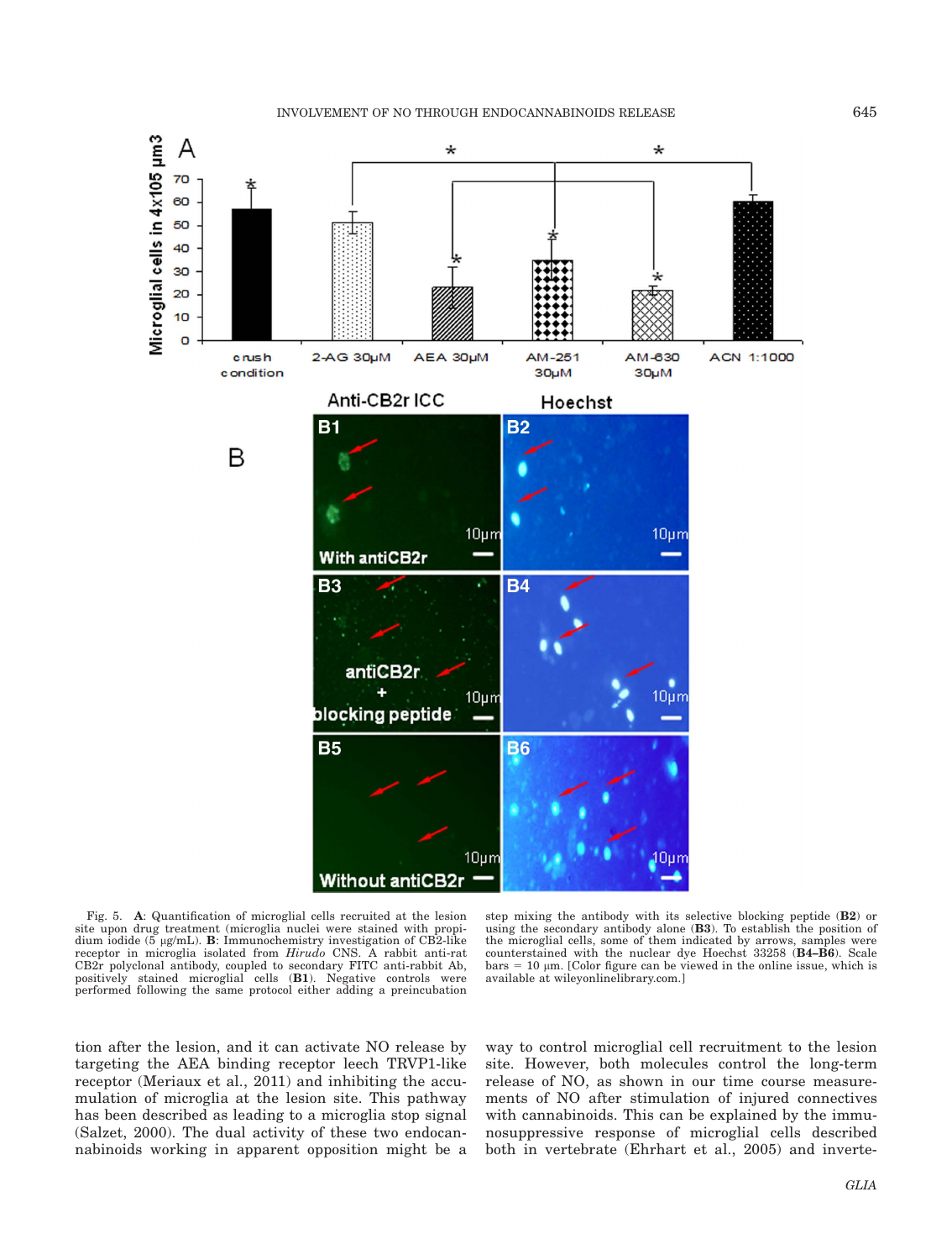Fig. 5. **A**: Quantification of microglial cells recruited at the lesion site upon drug treatment (microglia nuclei were stained with propidium iodide (5 μg/mL). **B**: Immunochemistry investigation of CB2-like receptor in microglia isolated from *Hirudo* CNS. A rabbit anti-rat CB2r polyclonal antibody, coupled to secondary FITC anti-rabbit Ab, positively stained microglial cells (**B1**). Negative controls were performed following the same protocol either adding a preincubation step mixing the antibody with its selective blocking peptide (**B2**) or using the secondary antibody alone (**B3**). To establish the position of the microglial cells, some of them indicated by arrows, samples were counterstained with the nuclear dye Hoechst 33258 (**B4–B6**). Scale bars = 10 μm. [Color figure can be viewed in the online issue, which is available at wileyonlinelibrary.com.]

tion after the lesion, and it can activate NO release by targeting the AEA binding receptor leech TRVP1-like receptor (Meriaux et al., 2011) and inhibiting the accumulation of microglia at the lesion site. This pathway has been described as leading to a microglia stop signal (Salzet, 2000). The dual activity of these two endocannabinoids working in apparent opposition might be a way to control microglial cell recruitment to the lesion site. However, both molecules control the long-term release of NO, as shown in our time course measurements of NO after stimulation of injured connectives with cannabinoids. This can be explained by the immunosuppressive response of microglial cells described both in vertebrate (Ehrhart et al., 2005) and inverte-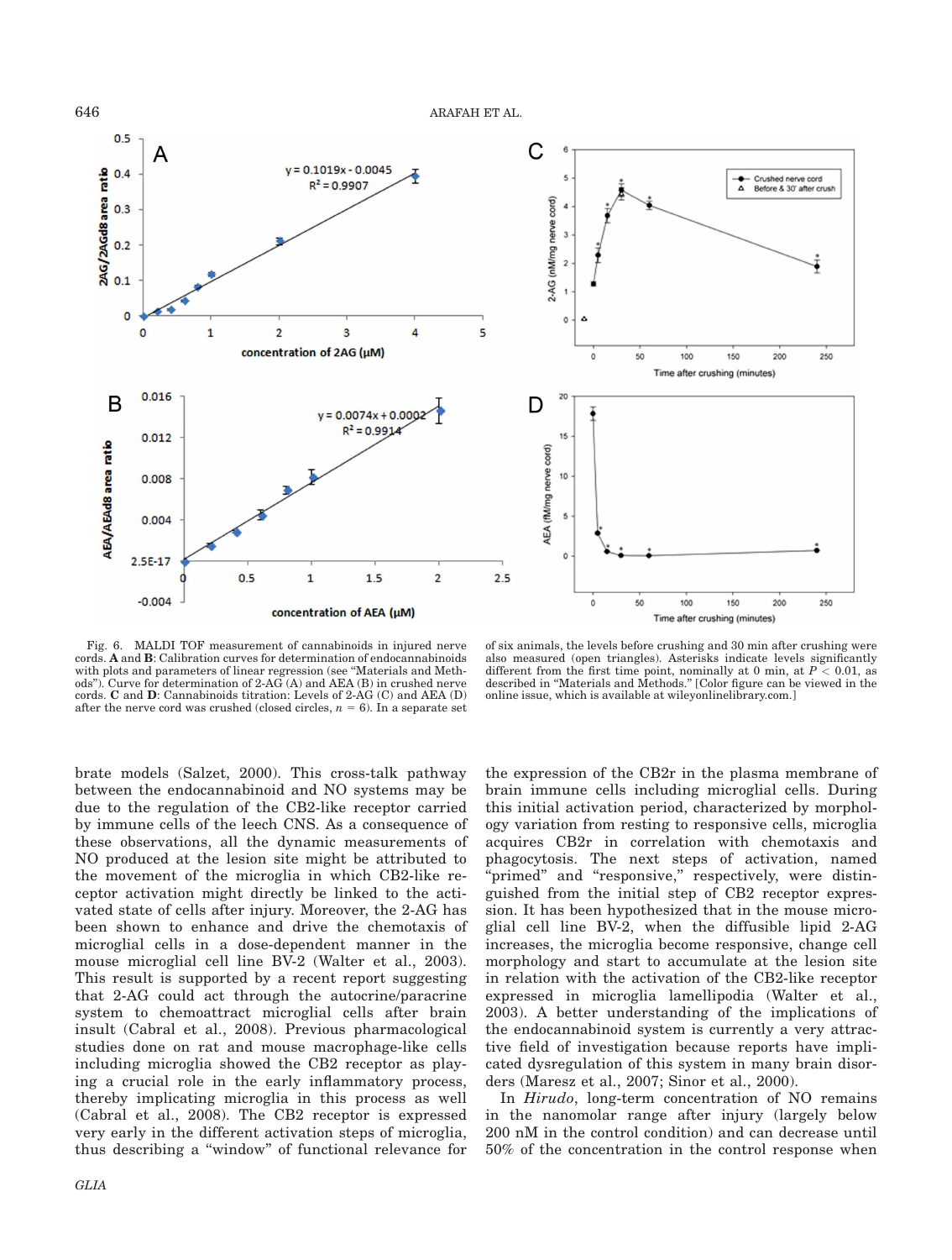Fig. 6. MALDI TOF measurement of cannabinoids in injured nerve cords. **A** and **B**: Calibration curves for determination of endocannabinoids with plots and parameters of linear regression (see "Materials and Methods"). Curve for determination of 2-AG (A) and AEA (B) in crushed nerve cords. **C** and **D**: Cannabinoids titration: Levels of 2-AG (C) and AEA (D) after the nerve cord was crushed (closed circles, $n = 6$). In a separate set of six animals, the levels before crushing and 30 min after crushing were also measured (open triangles). Asterisks indicate levels significantly different from the first time point, nominally at 0 min, at $P < 0.01$, as described in "Materials and Methods." [Color figure can be viewed in the online issue, which is available at wileyonlinelibrary.com.]

brate models (Salzet, 2000). This cross-talk pathway between the endocannabinoid and NO systems may be due to the regulation of the CB2-like receptor carried by immune cells of the leech CNS. As a consequence of these observations, all the dynamic measurements of NO produced at the lesion site might be attributed to the movement of the microglia in which CB2-like receptor activation might directly be linked to the activated state of cells after injury. Moreover, the 2-AG has been shown to enhance and drive the chemotaxis of microglial cells in a dose-dependent manner in the mouse microglial cell line BV-2 (Walter et al., 2003). This result is supported by a recent report suggesting that 2-AG could act through the autocrine/paracrine system to chemoattract microglial cells after brain insult (Cabral et al., 2008). Previous pharmacological studies done on rat and mouse macrophage-like cells including microglia showed the CB2 receptor as playing a crucial role in the early inflammatory process, thereby implicating microglia in this process as well (Cabral et al., 2008). The CB2 receptor is expressed very early in the different activation steps of microglia, thus describing a "window" of functional relevance for the expression of the CB2r in the plasma membrane of brain immune cells including microglial cells. During this initial activation period, characterized by morphology variation from resting to responsive cells, microglia acquires CB2r in correlation with chemotaxis and phagocytosis. The next steps of activation, named "primed" and "responsive," respectively, were distinguished from the initial step of CB2 receptor expression. It has been hypothesized that in the mouse microglial cell line BV-2, when the diffusible lipid 2-AG increases, the microglia become responsive, change cell morphology and start to accumulate at the lesion site in relation with the activation of the CB2-like receptor expressed in microglia lamellipodia (Walter et al., 2003). A better understanding of the implications of the endocannabinoid system is currently a very attractive field of investigation because reports have implicated dysregulation of this system in many brain disorders (Maresz et al., 2007; Sinor et al., 2000).

In *Hirudo*, long-term concentration of NO remains in the nanomolar range after injury (largely below 200 nM in the control condition) and can decrease until 50% of the concentration in the control response when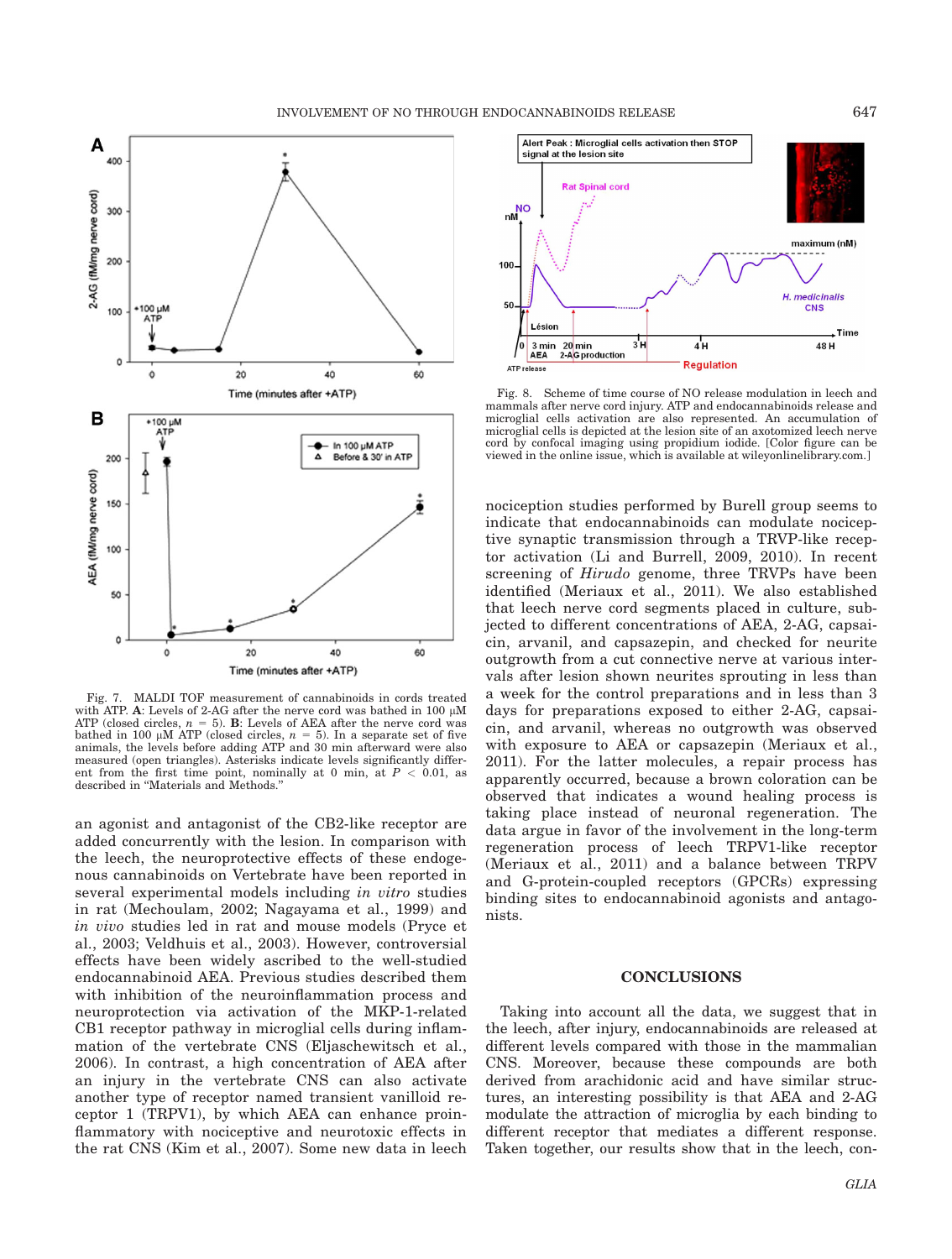Fig. 7. MALDI TOF measurement of cannabinoids in cords treated with ATP. **A**: Levels of 2-AG after the nerve cord was bathed in 100 μM ATP (closed circles, $n = 5$). **B**: Levels of AEA after the nerve cord was bathed in 100 μM ATP (closed circles, $n = 5$). In a separate set of five animals, the levels before adding ATP and 30 min afterward were also measured (open triangles). Asterisks indicate levels significantly different from the first time point, nominally at 0 min, at $P < 0.01$, as described in "Materials and Methods."

Fig. 8. Scheme of time course of NO release modulation in leech and mammals after nerve cord injury. ATP and endocannabinoids release and microglial cells activation are also represented. An accumulation of microglial cells is depicted at the lesion site of an axotomized leech nerve cord by confocal imaging using propidium iodide. [Color figure can be viewed in the online issue, which is available at wileyonlinelibrary.com.]

an agonist and antagonist of the CB2-like receptor are added concurrently with the lesion. In comparison with the leech, the neuroprotective effects of these endogenous cannabinoids on Vertebrate have been reported in several experimental models including *in vitro* studies in rat (Mechoulam, 2002; Nagayama et al., 1999) and *in vivo* studies led in rat and mouse models (Pryce et al., 2003; Veldhuis et al., 2003). However, controversial effects have been widely ascribed to the well-studied endocannabinoid AEA. Previous studies described them with inhibition of the neuroinflammation process and neuroprotection via activation of the MKP-1-related CB1 receptor pathway in microglial cells during inflammation of the vertebrate CNS (Eljaschewitsch et al., 2006). In contrast, a high concentration of AEA after an injury in the vertebrate CNS can also activate another type of receptor named transient vanilloid receptor 1 (TRPV1), by which AEA can enhance proinflammatory with nociceptive and neurotoxic effects in the rat CNS (Kim et al., 2007). Some new data in leech nociception studies performed by Burell group seems to indicate that endocannabinoids can modulate nociceptive synaptic transmission through a TRVP-like receptor activation (Li and Burrell, 2009, 2010). In recent screening of *Hirudo* genome, three TRVPs have been identified (Meriaux et al., 2011). We also established that leech nerve cord segments placed in culture, subjected to different concentrations of AEA, 2-AG, capsaicin, arvanil, and capsazepin, and checked for neurite outgrowth from a cut connective nerve at various intervals after lesion shown neurites sprouting in less than a week for the control preparations and in less than 3 days for preparations exposed to either 2-AG, capsaicin, and arvanil, whereas no outgrowth was observed with exposure to AEA or capsazepin (Meriaux et al., 2011). For the latter molecules, a repair process has apparently occurred, because a brown coloration can be observed that indicates a wound healing process is taking place instead of neuronal regeneration. The data argue in favor of the involvement in the long-term regeneration process of leech TRPV1-like receptor (Meriaux et al., 2011) and a balance between TRPV and G-protein-coupled receptors (GPCRs) expressing binding sites to endocannabinoid agonists and antagonists.

## CONCLUSIONS

Taking into account all the data, we suggest that in the leech, after injury, endocannabinoids are released at different levels compared with those in the mammalian CNS. Moreover, because these compounds are both derived from arachidonic acid and have similar structures, an interesting possibility is that AEA and 2-AG modulate the attraction of microglia by each binding to different receptor that mediates a different response. Taken together, our results show that in the leech, con-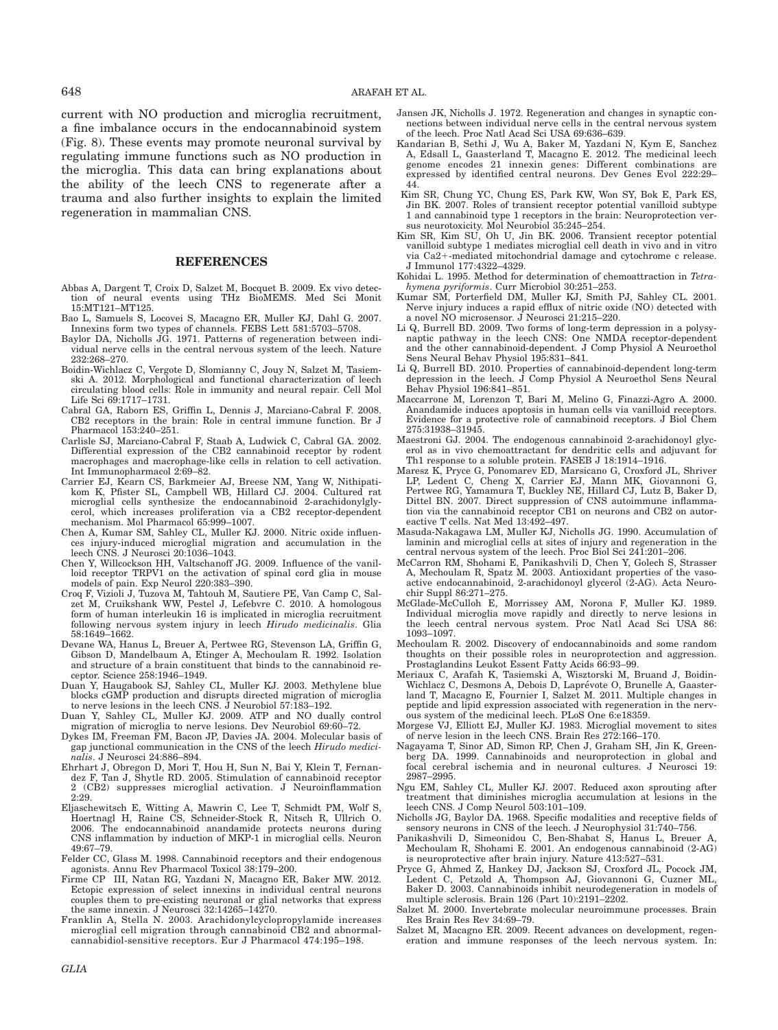current with NO production and microglia recruitment, a fine imbalance occurs in the endocannabinoid system (Fig. 8). These events may promote neuronal survival by regulating immune functions such as NO production in the microglia. This data can bring explanations about the ability of the leech CNS to regenerate after a trauma and also further insights to explain the limited regeneration in mammalian CNS.

## REFERENCES

Abbas A, Dargent T, Croix D, Salzet M, Bocquet B. 2009. Ex vivo detection of neural events using THz BioMEMS. Med Sci Monit 15:MT121–MT125.

Bao L, Samuels S, Locovei S, Macagno ER, Muller KJ, Dahl G. 2007. Innexins form two types of channels. FEBS Lett 581:5703–5708.

Baylor DA, Nicholls JG. 1971. Patterns of regeneration between individual nerve cells in the central nervous system of the leech. Nature 232:268–270.

Boidin-Wichlacz C, Vergote D, Slomianny C, Jouy N, Salzet M, Tasiemski A. 2012. Morphological and functional characterization of leech circulating blood cells: Role in immunity and neural repair. Cell Mol Life Sci 69:1717–1731.

Cabral GA, Raborn ES, Griffin L, Dennis J, Marciano-Cabral F. 2008. CB2 receptors in the brain: Role in central immune function. Br J Pharmacol 153:240–251.

Carlisle SJ, Marciano-Cabral F, Staab A, Ludwick C, Cabral GA. 2002. Differential expression of the CB2 cannabinoid receptor by rodent macrophages and macrophage-like cells in relation to cell activation. Int Immunopharmacol 2:69–82.

Carrier EJ, Kearn CS, Barkmeier AJ, Breese NM, Yang W, Nithipatikom K, Pfister SL, Campbell WB, Hillard CJ. 2004. Cultured rat microglial cells synthesize the endocannabinoid 2-arachidonylglycerol, which increases proliferation via a CB2 receptor-dependent mechanism. Mol Pharmacol 65:999–1007.

Chen A, Kumar SM, Sahley CL, Muller KJ. 2000. Nitric oxide influences injury-induced microglial migration and accumulation in the leech CNS. J Neurosci 20:1036–1043.

Chen Y, Willcockson HH, Valtschanoff JG. 2009. Influence of the vanilloid receptor TRPV1 on the activation of spinal cord glia in mouse models of pain. Exp Neurol 220:383–390.

Croq F, Vizioli J, Tuzova M, Tahtouh M, Sautiere PE, Van Camp C, Salzet M, Cruikshank WW, Pestel J, Lefebvre C. 2010. A homologous form of human interleukin 16 is implicated in microglia recruitment following nervous system injury in leech *Hirudo medicinalis*. Glia 58:1649–1662.

Devane WA, Hanus L, Breuer A, Pertwee RG, Stevenson LA, Griffin G, Gibson D, Mandelbaum A, Etinger A, Mechoulam R. 1992. Isolation and structure of a brain constituent that binds to the cannabinoid receptor. Science 258:1946–1949.

Duan Y, Haugabook SJ, Sahley CL, Muller KJ. 2003. Methylene blue blocks cGMP production and disrupts directed migration of microglia to nerve lesions in the leech CNS. J Neurobiol 57:183–192.

Duan Y, Sahley CL, Muller KJ. 2009. ATP and NO dually control migration of microglia to nerve lesions. Dev Neurobiol 69:60–72.

Dykes IM, Freeman FM, Bacon JP, Davies JA. 2004. Molecular basis of gap junctional communication in the CNS of the leech *Hirudo medicinalis*. J Neurosci 24:886–894.

Ehrhart J, Obregon D, Mori T, Hou H, Sun N, Bai Y, Klein T, Fernandez F, Tan J, Shytle RD. 2005. Stimulation of cannabinoid receptor 2 (CB2) suppresses microglial activation. J Neuroinflammation 2:29.

Eljaschewitsch E, Witting A, Mawrin C, Lee T, Schmidt PM, Wolf S, Hoertnagl H, Raine CS, Schneider-Stock R, Nitsch R, Ullrich O. 2006. The endocannabinoid anandamide protects neurons during CNS inflammation by induction of MKP-1 in microglial cells. Neuron 49:67–79.

Felder CC, Glass M. 1998. Cannabinoid receptors and their endogenous agonists. Annu Rev Pharmacol Toxicol 38:179–200.

Firme CP III, Natan RG, Yazdani N, Macagno ER, Baker MW. 2012. Ectopic expression of select innexins in individual central neurons couples them to pre-existing neuronal or glial networks that express the same innexin. J Neurosci 32:14265–14270.

Franklin A, Stella N. 2003. Arachidonylcyclopropylamide increases microglial cell migration through cannabinoid CB2 and abnormal-cannabidiol-sensitive receptors. Eur J Pharmacol 474:195–198.

Jansen JK, Nicholls J. 1972. Regeneration and changes in synaptic connections between individual nerve cells in the central nervous system of the leech. Proc Natl Acad Sci USA 69:636–639.

Kandarian B, Sethi J, Wu A, Baker M, Yazdani N, Kym E, Sanchez A, Edsall L, Gaasterland T, Macagno E. 2012. The medicinal leech genome encodes 21 innexin genes: Different combinations are expressed by identified central neurons. Dev Genes Evol 222:29–44.

Kim SR, Chung YC, Chung ES, Park KW, Won SY, Bok E, Park ES, Jin BK. 2007. Roles of transient receptor potential vanilloid subtype 1 and cannabinoid type 1 receptors in the brain: Neuroprotection versus neurotoxicity. Mol Neurobiol 35:245–254.

Kim SR, Kim SU, Oh U, Jin BK. 2006. Transient receptor potential vanilloid subtype 1 mediates microglial cell death in vivo and in vitro via Ca2+-mediated mitochondrial damage and cytochrome c release. J Immunol 177:4322–4329.

Kohidai L. 1995. Method for determination of chemoattraction in *Tetrahymena pyriformis*. Curr Microbiol 30:251–253.

Kumar SM, Porterfield DM, Muller KJ, Smith PJ, Sahley CL. 2001. Nerve injury induces a rapid efflux of nitric oxide (NO) detected with a novel NO microsensor. J Neurosci 21:215–220.

Li Q, Burrell BD. 2009. Two forms of long-term depression in a polysynaptic pathway in the leech CNS: One NMDA receptor-dependent and the other cannabinoid-dependent. J Comp Physiol A Neuroethol Sens Neural Behav Physiol 195:831–841.

Li Q, Burrell BD. 2010. Properties of cannabinoid-dependent long-term depression in the leech. J Comp Physiol A Neuroethol Sens Neural Behav Physiol 196:841–851.

Maccarrone M, Lorenzon T, Bari M, Melino G, Finazzi-Agro A. 2000. Anandamide induces apoptosis in human cells via vanilloid receptors. Evidence for a protective role of cannabinoid receptors. J Biol Chem 275:31938–31945.

Maestroni GJ. 2004. The endogenous cannabinoid 2-arachidonoyl glycerol as in vivo chemoattractant for dendritic cells and adjuvant for Th1 response to a soluble protein. FASEB J 18:1914–1916.

Maresz K, Pryce G, Ponomarev ED, Marsicano G, Croxford JL, Shriver LP, Ledent C, Cheng X, Carrier EJ, Mann MK, Giovannoni G, Pertwee RG, Yamamura T, Buckley NE, Hillard CJ, Lutz B, Baker D, Dittel BN. 2007. Direct suppression of CNS autoimmune inflammation via the cannabinoid receptor CB1 on neurons and CB2 on autoreactive T cells. Nat Med 13:492–497.

Masuda-Nakagawa LM, Muller KJ, Nicholls JG. 1990. Accumulation of laminin and microglial cells at sites of injury and regeneration in the central nervous system of the leech. Proc Biol Sci 241:201–206.

McCarron RM, Shohami E, Panikashvili D, Chen Y, Golech S, Strasser A, Mechoulam R, Spatz M. 2003. Antioxidant properties of the vasoactive endocannabinoid, 2-arachidonoyl glycerol (2-AG). Acta Neurochir Suppl 86:271–275.

McGlade-McCulloh E, Morrissey AM, Norona F, Muller KJ. 1989. Individual microglia move rapidly and directly to nerve lesions in the leech central nervous system. Proc Natl Acad Sci USA 86:1093–1097.

Mechoulam R. 2002. Discovery of endocannabinoids and some random thoughts on their possible roles in neuroprotection and aggression. Prostaglandins Leukot Essent Fatty Acids 66:93–99.

Meriaux C, Arafah K, Tasiemski A, Wisztorski M, Bruand J, Boidin-Wichlacz C, Desmons A, Debois D, Laprévote O, Brunelle A, Gaasterland T, Macagno E, Fournier I, Salzet M. 2011. Multiple changes in peptide and lipid expression associated with regeneration in the nervous system of the medicinal leech. PLoS One 6:e18359.

Morgese VJ, Elliott EJ, Muller KJ. 1983. Microglial movement to sites of nerve lesion in the leech CNS. Brain Res 272:166–170.

Nagayama T, Sinor AD, Simon RP, Chen J, Graham SH, Jin K, Greenberg DA. 1999. Cannabinoids and neuroprotection in global and focal cerebral ischemia and in neuronal cultures. J Neurosci 19:2987–2995.

Ngu EM, Sahley CL, Muller KJ. 2007. Reduced axon sprouting after treatment that diminishes microglia accumulation at lesions in the leech CNS. J Comp Neurol 503:101–109.

Nicholls JG, Baylor DA. 1968. Specific modalities and receptive fields of sensory neurons in CNS of the leech. J Neurophysiol 31:740–756.

Panikashvili D, Simeonidou C, Ben-Shabat S, Hanus L, Breuer A, Mechoulam R, Shohami E. 2001. An endogenous cannabinoid (2-AG) is neuroprotective after brain injury. Nature 413:527–531.

Pryce G, Ahmed Z, Hankey DJ, Jackson SJ, Croxford JL, Pocock JM, Ledent C, Petzold A, Thompson AJ, Giovannoni G, Cuzner ML, Baker D. 2003. Cannabinoids inhibit neurodegeneration in models of multiple sclerosis. Brain 126 (Part 10):2191–2202.

Salzet M. 2000. Invertebrate molecular neuroimmune processes. Brain Res Brain Res Rev 34:69–79.

Salzet M, Macagno ER. 2009. Recent advances on development, regeneration and immune responses of the leech nervous system. In: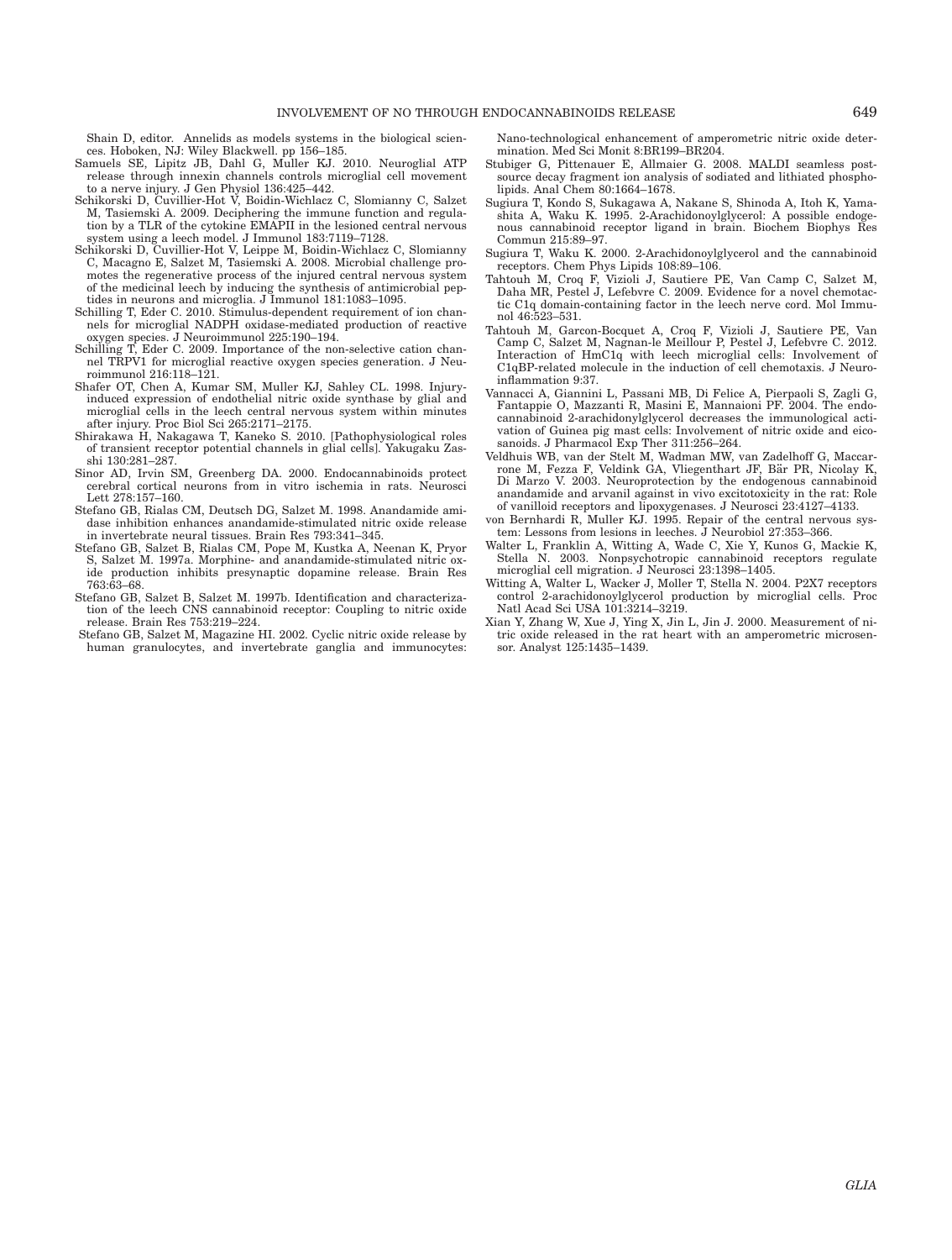Shain D, editor. Annelids as models systems in the biological sciences. Hoboken, NJ: Wiley Blackwell. pp 156–185.

Samuels SE, Lipitz JB, Dahl G, Muller KJ. 2010. Neuroglial ATP release through innexin channels controls microglial cell movement to a nerve injury. J Gen Physiol 136:425–442.

Schikorski D, Cuvillier-Hot V, Boidin-Wichlacz C, Slomianny C, Salzet M, Tasiemski A. 2009. Deciphering the immune function and regulation by a TLR of the cytokine EMAPII in the lesioned central nervous system using a leech model. J Immunol 183:7119–7128.

Schikorski D, Cuvillier-Hot V, Leippe M, Boidin-Wichlacz C, Slomianny C, Macagno E, Salzet M, Tasiemski A. 2008. Microbial challenge promotes the regenerative process of the injured central nervous system of the medicinal leech by inducing the synthesis of antimicrobial peptides in neurons and microglia. J Immunol 181:1083–1095.

Schilling T, Eder C. 2010. Stimulus-dependent requirement of ion channels for microglial NADPH oxidase-mediated production of reactive oxygen species. J Neuroimmunol 225:190–194.

Schilling T, Eder C. 2009. Importance of the non-selective cation channel TRPV1 for microglial reactive oxygen species generation. J Neuroimmunol 216:118–121.

Shafer OT, Chen A, Kumar SM, Muller KJ, Sahley CL. 1998. Injury-induced expression of endothelial nitric oxide synthase by glial and microglial cells in the leech central nervous system within minutes after injury. Proc Biol Sci 265:2171–2175.

Shirakawa H, Nakagawa T, Kaneko S. 2010. [Pathophysiological roles of transient receptor potential channels in glial cells]. Yakugaku Zasshi 130:281–287.

Sinor AD, Irvin SM, Greenberg DA. 2000. Endocannabinoids protect cerebral cortical neurons from in vitro ischemia in rats. Neurosci Lett 278:157–160.

Stefano GB, Rialas CM, Deutsch DG, Salzet M. 1998. Anandamide amidase inhibition enhances anandamide-stimulated nitric oxide release in invertebrate neural tissues. Brain Res 793:341–345.

Stefano GB, Salzet B, Rialas CM, Pope M, Kustka A, Neenan K, Pryor S, Salzet M. 1997a. Morphine- and anandamide-stimulated nitric oxide production inhibits presynaptic dopamine release. Brain Res 763:63–68.

Stefano GB, Salzet B, Salzet M. 1997b. Identification and characterization of the leech CNS cannabinoid receptor: Coupling to nitric oxide release. Brain Res 753:219–224.

Stefano GB, Salzet M, Magazine HI. 2002. Cyclic nitric oxide release by human granulocytes, and invertebrate ganglia and immunocytes: Nano-technological enhancement of amperometric nitric oxide determination. Med Sci Monit 8:BR199–BR204.

Stubiger G, Pittenauer E, Allmaier G. 2008. MALDI seamless post-source decay fragment ion analysis of sodiated and lithiated phospholipids. Anal Chem 80:1664–1678.

Sugiura T, Kondo S, Sukagawa A, Nakane S, Shinoda A, Itoh K, Yamashita A, Waku K. 1995. 2-Arachidonoylglycerol: A possible endogenous cannabinoid receptor ligand in brain. Biochem Biophys Res Commun 215:89–97.

Sugiura T, Waku K. 2000. 2-Arachidonoylglycerol and the cannabinoid receptors. Chem Phys Lipids 108:89–106.

Tahtouh M, Croq F, Vizioli J, Sautiere PE, Van Camp C, Salzet M, Daha MR, Pestel J, Lefebvre C. 2009. Evidence for a novel chemotactic C1q domain-containing factor in the leech nerve cord. Mol Immunol 46:523–531.

Tahtouh M, Garcon-Bocquet A, Croq F, Vizioli J, Sautiere PE, Van Camp C, Salzet M, Nagnan-le Meillour P, Pestel J, Lefebvre C. 2012. Interaction of HmC1q with leech microglial cells: Involvement of C1qBP-related molecule in the induction of cell chemotaxis. J Neuroinflammation 9:37.

Vannacci A, Giannini L, Passani MB, Di Felice A, Pierpaoli S, Zagli G, Fantappie O, Mazzanti R, Masini E, Mannaioni PF. 2004. The endocannabinoid 2-arachidonylglycerol decreases the immunological activation of Guinea pig mast cells: Involvement of nitric oxide and eicosanoids. J Pharmacol Exp Ther 311:256–264.

Veldhuis WB, van der Stelt M, Wadman MW, van Zadelhoff G, Maccarrone M, Fezza F, Veldink GA, Vliegenthart JF, Bär PR, Nicolay K, Di Marzo V. 2003. Neuroprotection by the endogenous cannabinoid anandamide and arvanil against in vivo excitotoxicity in the rat: Role of vanilloid receptors and lipoxygenases. J Neurosci 23:4127–4133.

von Bernhardi R, Muller KJ. 1995. Repair of the central nervous system: Lessons from lesions in leeches. J Neurobiol 27:353–366.

Walter L, Franklin A, Witting A, Wade C, Xie Y, Kunos G, Mackie K, Stella N. 2003. Nonpsychotropic cannabinoid receptors regulate microglial cell migration. J Neurosci 23:1398–1405.

Witting A, Walter L, Wacker J, Moller T, Stella N. 2004. P2X7 receptors control 2-arachidonoylglycerol production by microglial cells. Proc Natl Acad Sci USA 101:3214–3219.

Xian Y, Zhang W, Xue J, Ying X, Jin L, Jin J. 2000. Measurement of nitric oxide released in the rat heart with an amperometric microsensor. Analyst 125:1435–1439.